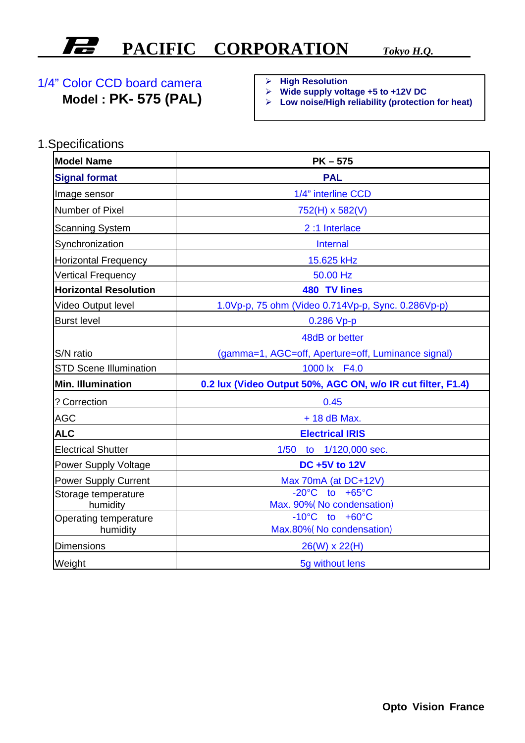# PACIFIC CORPORATION *Tokyo H.Q.*

1/4" Color CCD board camera

**Model : PK- 575 (PAL)**

- **High Resolution**
- **Wide supply voltage +5 to +12V DC**
- **Low noise/High reliability (protection for heat)**

## 1.Specifications

| **Model Name** | **PK – 575** |
|---|---|
| **Signal format** | **PAL** |
| Image sensor | 1/4" interline CCD |
| Number of Pixel | 752(H) x 582(V) |
| Scanning System | 2 :1 Interlace |
| Synchronization | Internal |
| Horizontal Frequency | 15.625 kHz |
| Vertical Frequency | 50.00 Hz |
| **Horizontal Resolution** | **480 TV lines** |
| Video Output level | 1.0Vp-p, 75 ohm (Video 0.714Vp-p, Sync. 0.286Vp-p) |
| Burst level | 0.286 Vp-p |
| S/N ratio | 48dB or better (gamma=1, AGC=off, Aperture=off, Luminance signal) |
| STD Scene Illumination | 1000 lx F4.0 |
| **Min. Illumination** | **0.2 lux (Video Output 50%, AGC ON, w/o IR cut filter, F1.4)** |
| ? Correction | 0.45 |
| AGC | + 18 dB Max. |
| **ALC** | **Electrical IRIS** |
| Electrical Shutter | 1/50 to 1/120,000 sec. |
| Power Supply Voltage | **DC +5V to 12V** |
| Power Supply Current | Max 70mA (at DC+12V) |
| Storage temperature humidity | -20°C to +65°C Max. 90%( No condensation) |
| Operating temperature humidity | -10°C to +60°C Max.80%( No condensation) |
| Dimensions | 26(W) x 22(H) |
| Weight | 5g without lens |

**Opto Vision France**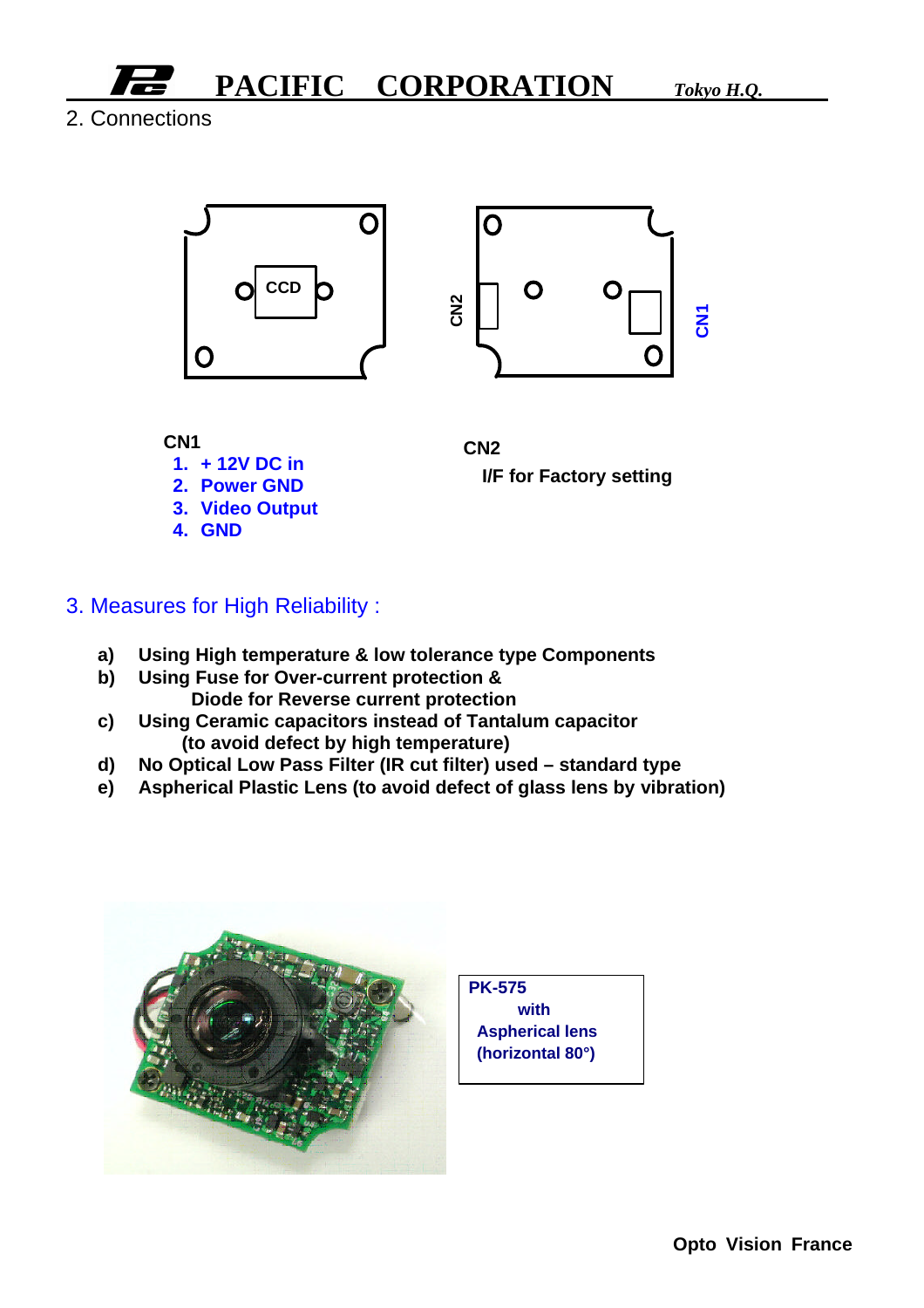## 2. Connections

CCD

CN2

CN1

**CN1**

1. **+ 12V DC in**
2. **Power GND**
3. **Video Output**
4. **GND**

**CN2**

**I/F for Factory setting**

## 3. Measures for High Reliability :

- **a) Using High temperature & low tolerance type Components**
- **b) Using Fuse for Over-current protection &**
  **Diode for Reverse current protection**
- **c) Using Ceramic capacitors instead of Tantalum capacitor**
  **(to avoid defect by high temperature)**
- **d) No Optical Low Pass Filter (IR cut filter) used – standard type**
- **e) Aspherical Plastic Lens (to avoid defect of glass lens by vibration)**

**PK-575**
**with**
**Aspherical lens**
**(horizontal 80°)**

**Opto Vision France**